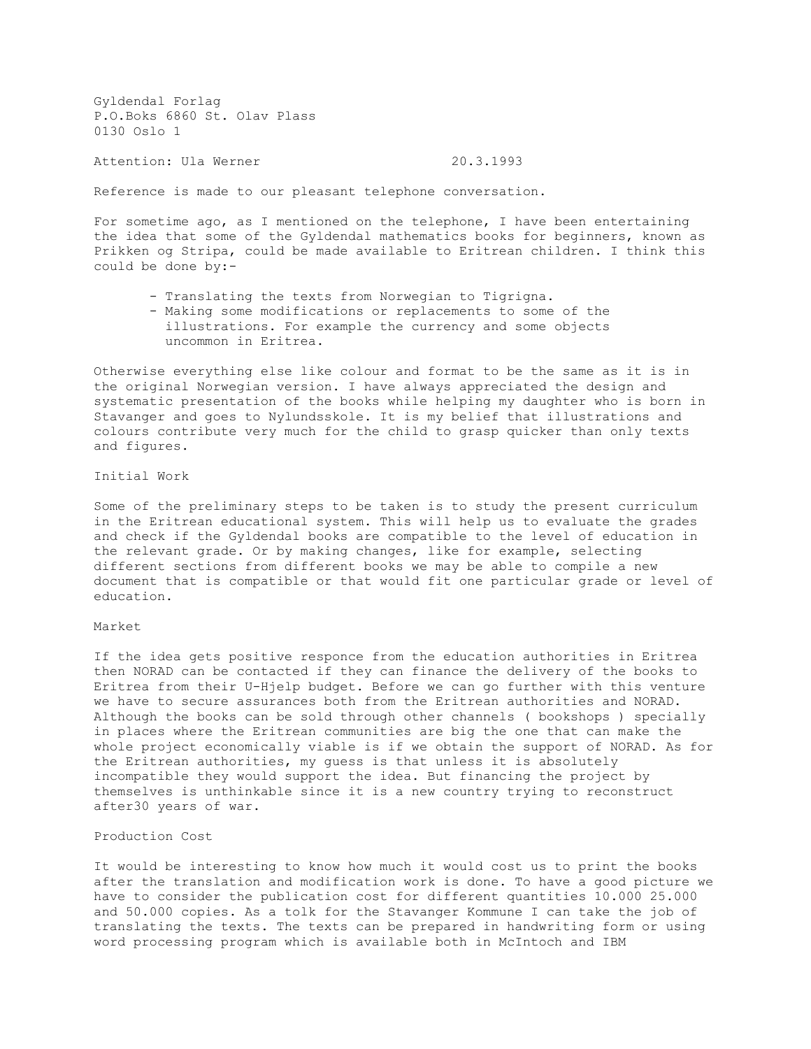Gyldendal Forlag
P.O.Boks 6860 St. Olav Plass
0130 Oslo 1

Attention: Ula Werner 20.3.1993

Reference is made to our pleasant telephone conversation.

For sometime ago, as I mentioned on the telephone, I have been entertaining the idea that some of the Gyldendal mathematics books for beginners, known as Prikken og Stripa, could be made available to Eritrean children. I think this could be done by:-

- Translating the texts from Norwegian to Tigrigna.
- Making some modifications or replacements to some of the illustrations. For example the currency and some objects uncommon in Eritrea.

Otherwise everything else like colour and format to be the same as it is in the original Norwegian version. I have always appreciated the design and systematic presentation of the books while helping my daughter who is born in Stavanger and goes to Nylundsskole. It is my belief that illustrations and colours contribute very much for the child to grasp quicker than only texts and figures.

Initial Work

Some of the preliminary steps to be taken is to study the present curriculum in the Eritrean educational system. This will help us to evaluate the grades and check if the Gyldendal books are compatible to the level of education in the relevant grade. Or by making changes, like for example, selecting different sections from different books we may be able to compile a new document that is compatible or that would fit one particular grade or level of education.

Market

If the idea gets positive responce from the education authorities in Eritrea then NORAD can be contacted if they can finance the delivery of the books to Eritrea from their U-Hjelp budget. Before we can go further with this venture we have to secure assurances both from the Eritrean authorities and NORAD. Although the books can be sold through other channels ( bookshops ) specially in places where the Eritrean communities are big the one that can make the whole project economically viable is if we obtain the support of NORAD. As for the Eritrean authorities, my guess is that unless it is absolutely incompatible they would support the idea. But financing the project by themselves is unthinkable since it is a new country trying to reconstruct after30 years of war.

Production Cost

It would be interesting to know how much it would cost us to print the books after the translation and modification work is done. To have a good picture we have to consider the publication cost for different quantities 10.000 25.000 and 50.000 copies. As a tolk for the Stavanger Kommune I can take the job of translating the texts. The texts can be prepared in handwriting form or using word processing program which is available both in McIntoch and IBM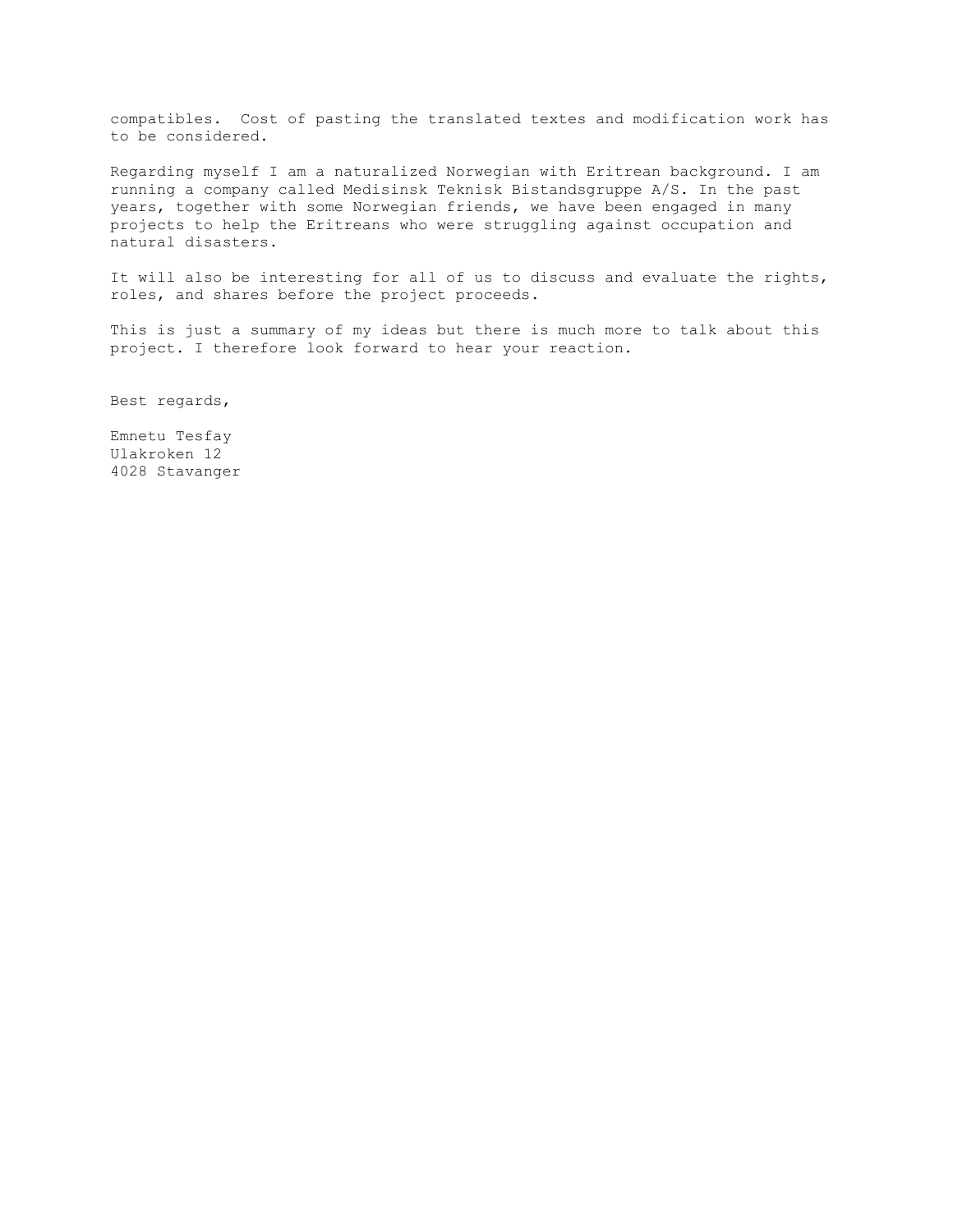compatibles. Cost of pasting the translated textes and modification work has to be considered.

Regarding myself I am a naturalized Norwegian with Eritrean background. I am running a company called Medisinsk Teknisk Bistandsgruppe A/S. In the past years, together with some Norwegian friends, we have been engaged in many projects to help the Eritreans who were struggling against occupation and natural disasters.

It will also be interesting for all of us to discuss and evaluate the rights, roles, and shares before the project proceeds.

This is just a summary of my ideas but there is much more to talk about this project. I therefore look forward to hear your reaction.

Best regards,

Emnetu Tesfay  
Ulakroken 12  
4028 Stavanger